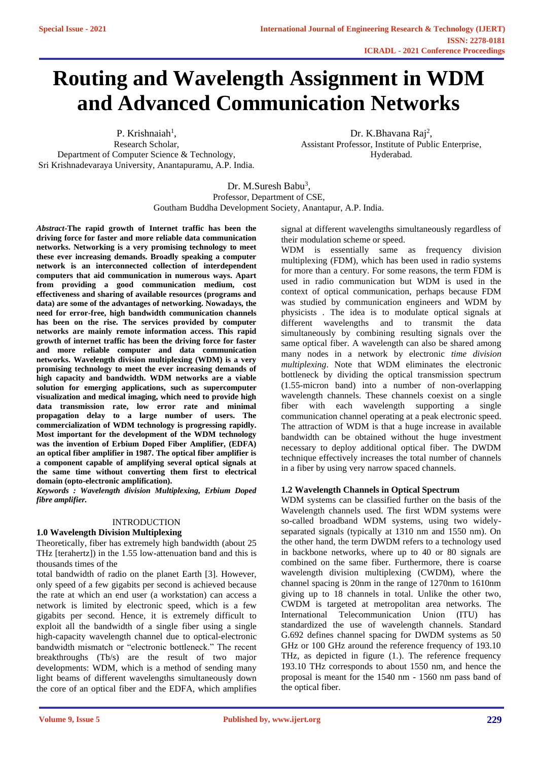# Routing and Wavelength Assignment in WDM and Advanced Communication Networks

P. Krishnaiah[1],
Research Scholar,
Department of Computer Science & Technology,
Sri Krishnadevaraya University, Anantapuramu, A.P. India.

Dr. K.Bhavana Raj[2],
Assistant Professor, Institute of Public Enterprise,
Hyderabad.

Dr. M.Suresh Babu[3],
Professor, Department of CSE,
Goutham Buddha Development Society, Anantapur, A.P. India.

***Abstract*-The rapid growth of Internet traffic has been the driving force for faster and more reliable data communication networks. Networking is a very promising technology to meet these ever increasing demands. Broadly speaking a computer network is an interconnected collection of interdependent computers that aid communication in numerous ways. Apart from providing a good communication medium, cost effectiveness and sharing of available resources (programs and data) are some of the advantages of networking. Nowadays, the need for error-free, high bandwidth communication channels has been on the rise. The services provided by computer networks are mainly remote information access. This rapid growth of internet traffic has been the driving force for faster and more reliable computer and data communication networks. Wavelength division multiplexing (WDM) is a very promising technology to meet the ever increasing demands of high capacity and bandwidth. WDM networks are a viable solution for emerging applications, such as supercomputer visualization and medical imaging, which need to provide high data transmission rate, low error rate and minimal propagation delay to a large number of users. The commercialization of WDM technology is progressing rapidly. Most important for the development of the WDM technology was the invention of Erbium Doped Fiber Amplifier, (EDFA) an optical fiber amplifier in 1987. The optical fiber amplifier is a component capable of amplifying several optical signals at the same time without converting them first to electrical domain (opto-electronic amplification).**

***Keywords : Wavelength division Multiplexing, Erbium Doped fibre amplifier.***

## INTRODUCTION

### 1.0 Wavelength Division Multiplexing

Theoretically, fiber has extremely high bandwidth (about 25 THz [terahertz]) in the 1.55 low-attenuation band and this is thousands times of the total bandwidth of radio on the planet Earth [3]. However, only speed of a few gigabits per second is achieved because the rate at which an end user (a workstation) can access a network is limited by electronic speed, which is a few gigabits per second. Hence, it is extremely difficult to exploit all the bandwidth of a single fiber using a single high-capacity wavelength channel due to optical-electronic bandwidth mismatch or "electronic bottleneck." The recent breakthroughs (Tb/s) are the result of two major developments: WDM, which is a method of sending many light beams of different wavelengths simultaneously down the core of an optical fiber and the EDFA, which amplifies signal at different wavelengths simultaneously regardless of their modulation scheme or speed.

WDM is essentially same as frequency division multiplexing (FDM), which has been used in radio systems for more than a century. For some reasons, the term FDM is used in radio communication but WDM is used in the context of optical communication, perhaps because FDM was studied by communication engineers and WDM by physicists . The idea is to modulate optical signals at different wavelengths and to transmit the data simultaneously by combining resulting signals over the same optical fiber. A wavelength can also be shared among many nodes in a network by electronic *time division multiplexing*. Note that WDM eliminates the electronic bottleneck by dividing the optical transmission spectrum (1.55-micron band) into a number of non-overlapping wavelength channels. These channels coexist on a single fiber with each wavelength supporting a single communication channel operating at a peak electronic speed. The attraction of WDM is that a huge increase in available bandwidth can be obtained without the huge investment necessary to deploy additional optical fiber. The DWDM technique effectively increases the total number of channels in a fiber by using very narrow spaced channels.

### 1.2 Wavelength Channels in Optical Spectrum

WDM systems can be classified further on the basis of the Wavelength channels used. The first WDM systems were so-called broadband WDM systems, using two widely-separated signals (typically at 1310 nm and 1550 nm). On the other hand, the term DWDM refers to a technology used in backbone networks, where up to 40 or 80 signals are combined on the same fiber. Furthermore, there is coarse wavelength division multiplexing (CWDM), where the channel spacing is 20nm in the range of 1270nm to 1610nm giving up to 18 channels in total. Unlike the other two, CWDM is targeted at metropolitan area networks. The International Telecommunication Union (ITU) has standardized the use of wavelength channels. Standard G.692 defines channel spacing for DWDM systems as 50 GHz or 100 GHz around the reference frequency of 193.10 THz, as depicted in figure (1.). The reference frequency 193.10 THz corresponds to about 1550 nm, and hence the proposal is meant for the 1540 nm - 1560 nm pass band of the optical fiber.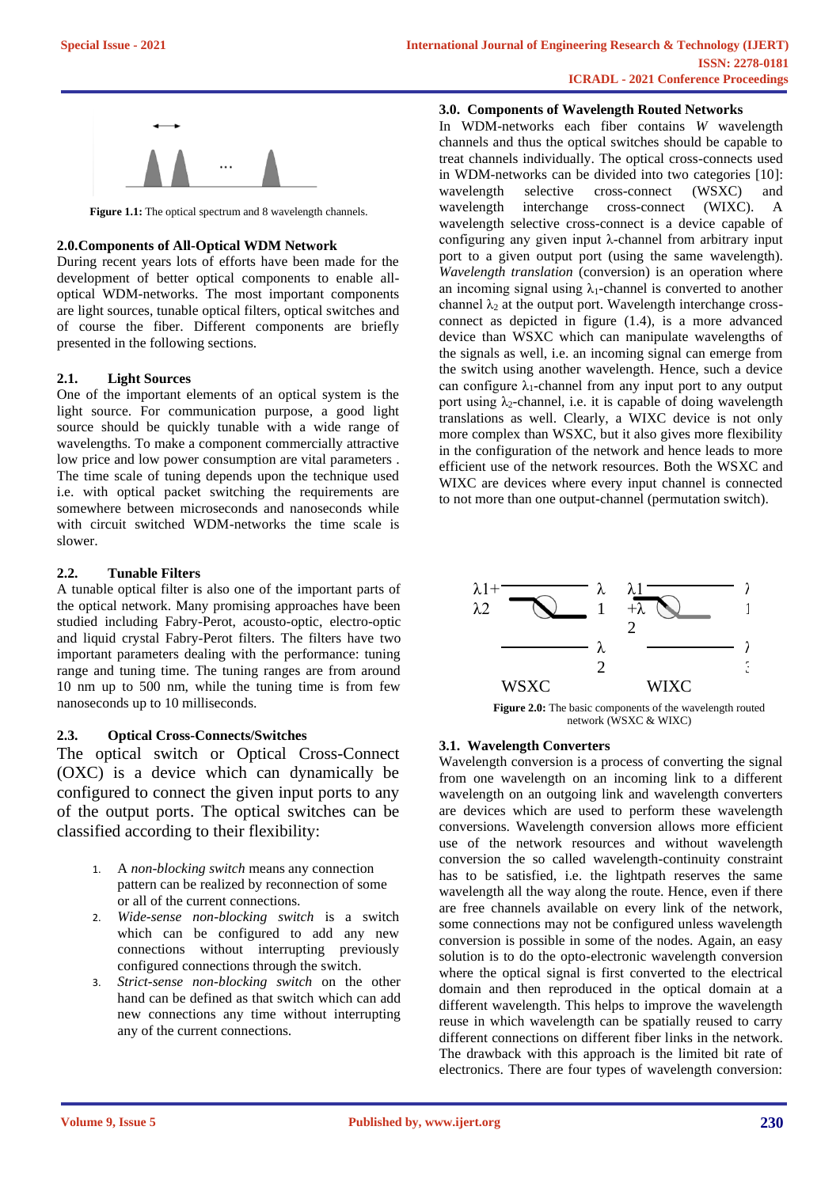Figure 1.1: The optical spectrum and 8 wavelength channels.

## 2.0.Components of All-Optical WDM Network

During recent years lots of efforts have been made for the development of better optical components to enable all-optical WDM-networks. The most important components are light sources, tunable optical filters, optical switches and of course the fiber. Different components are briefly presented in the following sections.

### 2.1. Light Sources

One of the important elements of an optical system is the light source. For communication purpose, a good light source should be quickly tunable with a wide range of wavelengths. To make a component commercially attractive low price and low power consumption are vital parameters . The time scale of tuning depends upon the technique used i.e. with optical packet switching the requirements are somewhere between microseconds and nanoseconds while with circuit switched WDM-networks the time scale is slower.

### 2.2. Tunable Filters

A tunable optical filter is also one of the important parts of the optical network. Many promising approaches have been studied including Fabry-Perot, acousto-optic, electro-optic and liquid crystal Fabry-Perot filters. The filters have two important parameters dealing with the performance: tuning range and tuning time. The tuning ranges are from around 10 nm up to 500 nm, while the tuning time is from few nanoseconds up to 10 milliseconds.

### 2.3. Optical Cross-Connects/Switches

The optical switch or Optical Cross-Connect (OXC) is a device which can dynamically be configured to connect the given input ports to any of the output ports. The optical switches can be classified according to their flexibility:

1. A *non-blocking switch* means any connection pattern can be realized by reconnection of some or all of the current connections.
2. *Wide-sense non-blocking switch* is a switch which can be configured to add any new connections without interrupting previously configured connections through the switch.
3. *Strict-sense non-blocking switch* on the other hand can be defined as that switch which can add new connections any time without interrupting any of the current connections.

## 3.0. Components of Wavelength Routed Networks

In WDM-networks each fiber contains *W* wavelength channels and thus the optical switches should be capable to treat channels individually. The optical cross-connects used in WDM-networks can be divided into two categories [10]: wavelength selective cross-connect (WSXC) and wavelength interchange cross-connect (WIXC). A wavelength selective cross-connect is a device capable of configuring any given input λ-channel from arbitrary input port to a given output port (using the same wavelength). *Wavelength translation* (conversion) is an operation where an incoming signal using $\lambda_1$-channel is converted to another channel $\lambda_2$ at the output port. Wavelength interchange cross-connect as depicted in figure (1.4), is a more advanced device than WSXC which can manipulate wavelengths of the signals as well, i.e. an incoming signal can emerge from the switch using another wavelength. Hence, such a device can configure $\lambda_1$-channel from any input port to any output port using $\lambda_2$-channel, i.e. it is capable of doing wavelength translations as well. Clearly, a WIXC device is not only more complex than WSXC, but it also gives more flexibility in the configuration of the network and hence leads to more efficient use of the network resources. Both the WSXC and WIXC are devices where every input channel is connected to not more than one output-channel (permutation switch).

Figure 2.0: The basic components of the wavelength routed network (WSXC & WIXC)

### 3.1. Wavelength Converters

Wavelength conversion is a process of converting the signal from one wavelength on an incoming link to a different wavelength on an outgoing link and wavelength converters are devices which are used to perform these wavelength conversions. Wavelength conversion allows more efficient use of the network resources and without wavelength conversion the so called wavelength-continuity constraint has to be satisfied, i.e. the lightpath reserves the same wavelength all the way along the route. Hence, even if there are free channels available on every link of the network, some connections may not be configured unless wavelength conversion is possible in some of the nodes. Again, an easy solution is to do the opto-electronic wavelength conversion where the optical signal is first converted to the electrical domain and then reproduced in the optical domain at a different wavelength. This helps to improve the wavelength reuse in which wavelength can be spatially reused to carry different connections on different fiber links in the network. The drawback with this approach is the limited bit rate of electronics. There are four types of wavelength conversion: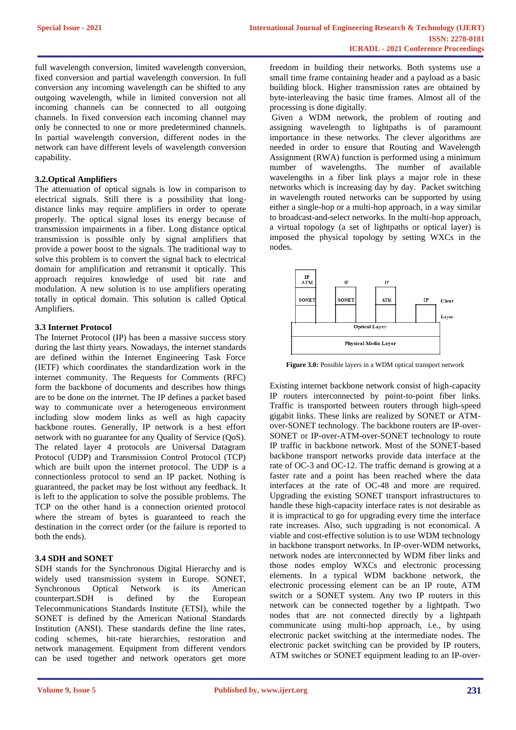full wavelength conversion, limited wavelength conversion, fixed conversion and partial wavelength conversion. In full conversion any incoming wavelength can be shifted to any outgoing wavelength, while in limited conversion not all incoming channels can be connected to all outgoing channels. In fixed conversion each incoming channel may only be connected to one or more predetermined channels. In partial wavelength conversion, different nodes in the network can have different levels of wavelength conversion capability.

### 3.2.Optical Amplifiers

The attenuation of optical signals is low in comparison to electrical signals. Still there is a possibility that long-distance links may require amplifiers in order to operate properly. The optical signal loses its energy because of transmission impairments in a fiber. Long distance optical transmission is possible only by signal amplifiers that provide a power boost to the signals. The traditional way to solve this problem is to convert the signal back to electrical domain for amplification and retransmit it optically. This approach requires knowledge of used bit rate and modulation. A new solution is to use amplifiers operating totally in optical domain. This solution is called Optical Amplifiers.

### 3.3 Internet Protocol

The Internet Protocol (IP) has been a massive success story during the last thirty years. Nowadays, the internet standards are defined within the Internet Engineering Task Force (IETF) which coordinates the standardization work in the internet community. The Requests for Comments (RFC) form the backbone of documents and describes how things are to be done on the internet. The IP defines a packet based way to communicate over a heterogeneous environment including slow modem links as well as high capacity backbone routes. Generally, IP network is a best effort network with no guarantee for any Quality of Service (QoS). The related layer 4 protocols are Universal Datagram Protocol (UDP) and Transmission Control Protocol (TCP) which are built upon the internet protocol. The UDP is a connectionless protocol to send an IP packet. Nothing is guaranteed, the packet may be lost without any feedback. It is left to the application to solve the possible problems. The TCP on the other hand is a connection oriented protocol where the stream of bytes is guaranteed to reach the destination in the correct order (or the failure is reported to both the ends).

### 3.4 SDH and SONET

SDH stands for the Synchronous Digital Hierarchy and is widely used transmission system in Europe. SONET, Synchronous Optical Network is its American counterpart.SDH is defined by the European Telecommunications Standards Institute (ETSI), while the SONET is defined by the American National Standards Institution (ANSI). These standards define the line rates, coding schemes, bit-rate hierarchies, restoration and network management. Equipment from different vendors can be used together and network operators get more freedom in building their networks. Both systems use a small time frame containing header and a payload as a basic building block. Higher transmission rates are obtained by byte-interleaving the basic time frames. Almost all of the processing is done digitally.

Given a WDM network, the problem of routing and assigning wavelength to lightpaths is of paramount importance in these networks. The clever algorithms are needed in order to ensure that Routing and Wavelength Assignment (RWA) function is performed using a minimum number of wavelengths. The number of available wavelengths in a fiber link plays a major role in these networks which is increasing day by day. Packet switching in wavelength routed networks can be supported by using either a single-hop or a multi-hop approach, in a way similar to broadcast-and-select networks. In the multi-hop approach, a virtual topology (a set of lightpaths or optical layer) is imposed the physical topology by setting WXCs in the nodes.

**Figure 3.0:** Possible layers in a WDM optical transport network

Existing internet backbone network consist of high-capacity IP routers interconnected by point-to-point fiber links. Traffic is transported between routers through high-speed gigabit links. These links are realized by SONET or ATM-over-SONET technology. The backbone routers are IP-over-SONET or IP-over-ATM-over-SONET technology to route IP traffic in backbone network. Most of the SONET-based backbone transport networks provide data interface at the rate of OC-3 and OC-12. The traffic demand is growing at a faster rate and a point has been reached where the data interfaces at the rate of OC-48 and more are required. Upgrading the existing SONET transport infrastructures to handle these high-capacity interface rates is not desirable as it is impractical to go for upgrading every time the interface rate increases. Also, such upgrading is not economical. A viable and cost-effective solution is to use WDM technology in backbone transport networks. In IP-over-WDM networks, network nodes are interconnected by WDM fiber links and those nodes employ WXCs and electronic processing elements. In a typical WDM backbone network, the electronic processing element can be an IP route, ATM switch or a SONET system. Any two IP routers in this network can be connected together by a lightpath. Two nodes that are not connected directly by a lightpath communicate using multi-hop approach, i.e., by using electronic packet switching at the intermediate nodes. The electronic packet switching can be provided by IP routers, ATM switches or SONET equipment leading to an IP-over-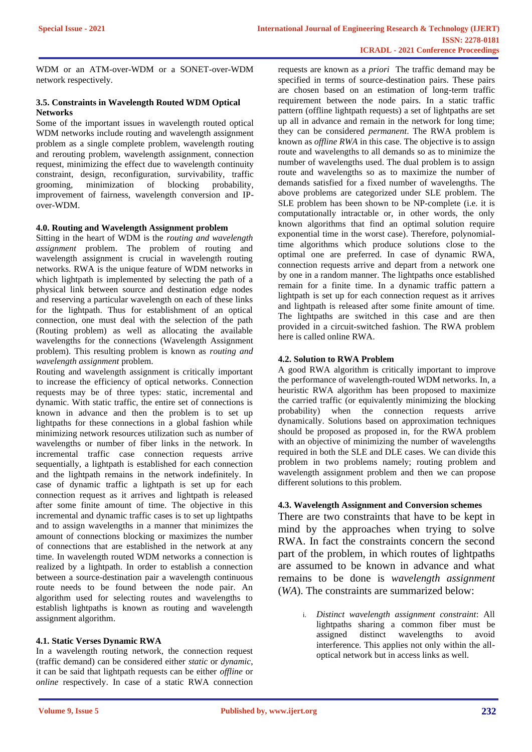WDM or an ATM-over-WDM or a SONET-over-WDM network respectively.

### 3.5. Constraints in Wavelength Routed WDM Optical Networks

Some of the important issues in wavelength routed optical WDM networks include routing and wavelength assignment problem as a single complete problem, wavelength routing and rerouting problem, wavelength assignment, connection request, minimizing the effect due to wavelength continuity constraint, design, reconfiguration, survivability, traffic grooming, minimization of blocking probability, improvement of fairness, wavelength conversion and IP-over-WDM.

## 4.0. Routing and Wavelength Assignment problem

Sitting in the heart of WDM is the *routing and wavelength assignment* problem. The problem of routing and wavelength assignment is crucial in wavelength routing networks. RWA is the unique feature of WDM networks in which lightpath is implemented by selecting the path of a physical link between source and destination edge nodes and reserving a particular wavelength on each of these links for the lightpath. Thus for establishment of an optical connection, one must deal with the selection of the path (Routing problem) as well as allocating the available wavelengths for the connections (Wavelength Assignment problem). This resulting problem is known as *routing and wavelength assignment* problem.

Routing and wavelength assignment is critically important to increase the efficiency of optical networks. Connection requests may be of three types: static, incremental and dynamic. With static traffic, the entire set of connections is known in advance and then the problem is to set up lightpaths for these connections in a global fashion while minimizing network resources utilization such as number of wavelengths or number of fiber links in the network. In incremental traffic case connection requests arrive sequentially, a lightpath is established for each connection and the lightpath remains in the network indefinitely. In case of dynamic traffic a lightpath is set up for each connection request as it arrives and lightpath is released after some finite amount of time. The objective in this incremental and dynamic traffic cases is to set up lightpaths and to assign wavelengths in a manner that minimizes the amount of connections blocking or maximizes the number of connections that are established in the network at any time. In wavelength routed WDM networks a connection is realized by a lightpath. In order to establish a connection between a source-destination pair a wavelength continuous route needs to be found between the node pair. An algorithm used for selecting routes and wavelengths to establish lightpaths is known as routing and wavelength assignment algorithm.

### 4.1. Static Verses Dynamic RWA

In a wavelength routing network, the connection request (traffic demand) can be considered either *static* or *dynamic*, it can be said that lightpath requests can be either *offline* or *online* respectively. In case of a static RWA connection requests are known as a *priori* The traffic demand may be specified in terms of source-destination pairs. These pairs are chosen based on an estimation of long-term traffic requirement between the node pairs. In a static traffic pattern (offline lightpath requests) a set of lightpaths are set up all in advance and remain in the network for long time; they can be considered *permanent*. The RWA problem is known as *offline RWA* in this case. The objective is to assign route and wavelengths to all demands so as to minimize the number of wavelengths used. The dual problem is to assign route and wavelengths so as to maximize the number of demands satisfied for a fixed number of wavelengths. The above problems are categorized under SLE problem. The SLE problem has been shown to be NP-complete (i.e. it is computationally intractable or, in other words, the only known algorithms that find an optimal solution require exponential time in the worst case). Therefore, polynomial-time algorithms which produce solutions close to the optimal one are preferred. In case of dynamic RWA, connection requests arrive and depart from a network one by one in a random manner. The lightpaths once established remain for a finite time. In a dynamic traffic pattern a lightpath is set up for each connection request as it arrives and lightpath is released after some finite amount of time. The lightpaths are switched in this case and are then provided in a circuit-switched fashion. The RWA problem here is called online RWA.

### 4.2. Solution to RWA Problem

A good RWA algorithm is critically important to improve the performance of wavelength-routed WDM networks. In, a heuristic RWA algorithm has been proposed to maximize the carried traffic (or equivalently minimizing the blocking probability) when the connection requests arrive dynamically. Solutions based on approximation techniques should be proposed as proposed in, for the RWA problem with an objective of minimizing the number of wavelengths required in both the SLE and DLE cases. We can divide this problem in two problems namely; routing problem and wavelength assignment problem and then we can propose different solutions to this problem.

### 4.3. Wavelength Assignment and Conversion schemes

There are two constraints that have to be kept in mind by the approaches when trying to solve RWA. In fact the constraints concern the second part of the problem, in which routes of lightpaths are assumed to be known in advance and what remains to be done is *wavelength assignment* (*WA*). The constraints are summarized below:

i. *Distinct wavelength assignment constraint*: All lightpaths sharing a common fiber must be assigned distinct wavelengths to avoid interference. This applies not only within the all-optical network but in access links as well.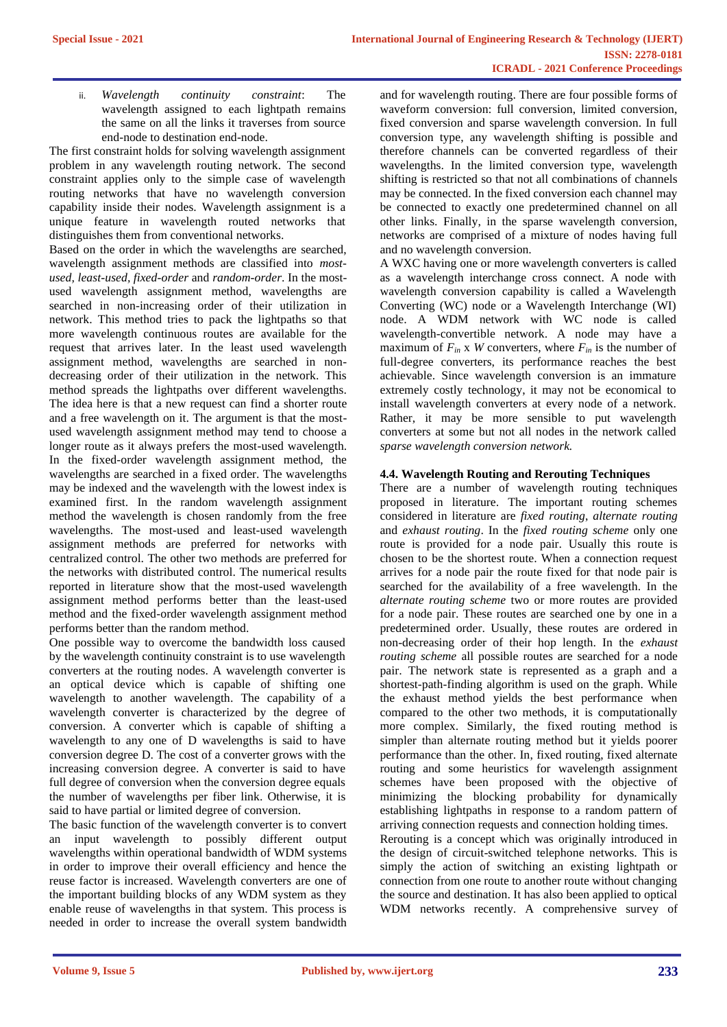ii. *Wavelength continuity constraint*: The wavelength assigned to each lightpath remains the same on all the links it traverses from source end-node to destination end-node.

The first constraint holds for solving wavelength assignment problem in any wavelength routing network. The second constraint applies only to the simple case of wavelength routing networks that have no wavelength conversion capability inside their nodes. Wavelength assignment is a unique feature in wavelength routed networks that distinguishes them from conventional networks.

Based on the order in which the wavelengths are searched, wavelength assignment methods are classified into *most-used, least-used, fixed-order* and *random-order*. In the most-used wavelength assignment method, wavelengths are searched in non-increasing order of their utilization in network. This method tries to pack the lightpaths so that more wavelength continuous routes are available for the request that arrives later. In the least used wavelength assignment method, wavelengths are searched in non-decreasing order of their utilization in the network. This method spreads the lightpaths over different wavelengths. The idea here is that a new request can find a shorter route and a free wavelength on it. The argument is that the most-used wavelength assignment method may tend to choose a longer route as it always prefers the most-used wavelength. In the fixed-order wavelength assignment method, the wavelengths are searched in a fixed order. The wavelengths may be indexed and the wavelength with the lowest index is examined first. In the random wavelength assignment method the wavelength is chosen randomly from the free wavelengths. The most-used and least-used wavelength assignment methods are preferred for networks with centralized control. The other two methods are preferred for the networks with distributed control. The numerical results reported in literature show that the most-used wavelength assignment method performs better than the least-used method and the fixed-order wavelength assignment method performs better than the random method.

One possible way to overcome the bandwidth loss caused by the wavelength continuity constraint is to use wavelength converters at the routing nodes. A wavelength converter is an optical device which is capable of shifting one wavelength to another wavelength. The capability of a wavelength converter is characterized by the degree of conversion. A converter which is capable of shifting a wavelength to any one of D wavelengths is said to have conversion degree D. The cost of a converter grows with the increasing conversion degree. A converter is said to have full degree of conversion when the conversion degree equals the number of wavelengths per fiber link. Otherwise, it is said to have partial or limited degree of conversion.

The basic function of the wavelength converter is to convert an input wavelength to possibly different output wavelengths within operational bandwidth of WDM systems in order to improve their overall efficiency and hence the reuse factor is increased. Wavelength converters are one of the important building blocks of any WDM system as they enable reuse of wavelengths in that system. This process is needed in order to increase the overall system bandwidth and for wavelength routing. There are four possible forms of waveform conversion: full conversion, limited conversion, fixed conversion and sparse wavelength conversion. In full conversion type, any wavelength shifting is possible and therefore channels can be converted regardless of their wavelengths. In the limited conversion type, wavelength shifting is restricted so that not all combinations of channels may be connected. In the fixed conversion each channel may be connected to exactly one predetermined channel on all other links. Finally, in the sparse wavelength conversion, networks are comprised of a mixture of nodes having full and no wavelength conversion.

A WXC having one or more wavelength converters is called as a wavelength interchange cross connect. A node with wavelength conversion capability is called a Wavelength Converting (WC) node or a Wavelength Interchange (WI) node. A WDM network with WC node is called wavelength-convertible network. A node may have a maximum of $F_{in}$ x $W$ converters, where $F_{in}$ is the number of full-degree converters, its performance reaches the best achievable. Since wavelength conversion is an immature extremely costly technology, it may not be economical to install wavelength converters at every node of a network. Rather, it may be more sensible to put wavelength converters at some but not all nodes in the network called *sparse wavelength conversion network.*

#### 4.4. Wavelength Routing and Rerouting Techniques

There are a number of wavelength routing techniques proposed in literature. The important routing schemes considered in literature are *fixed routing*, *alternate routing* and *exhaust routing*. In the *fixed routing scheme* only one route is provided for a node pair. Usually this route is chosen to be the shortest route. When a connection request arrives for a node pair the route fixed for that node pair is searched for the availability of a free wavelength. In the *alternate routing scheme* two or more routes are provided for a node pair. These routes are searched one by one in a predetermined order. Usually, these routes are ordered in non-decreasing order of their hop length. In the *exhaust routing scheme* all possible routes are searched for a node pair. The network state is represented as a graph and a shortest-path-finding algorithm is used on the graph. While the exhaust method yields the best performance when compared to the other two methods, it is computationally more complex. Similarly, the fixed routing method is simpler than alternate routing method but it yields poorer performance than the other. In, fixed routing, fixed alternate routing and some heuristics for wavelength assignment schemes have been proposed with the objective of minimizing the blocking probability for dynamically establishing lightpaths in response to a random pattern of arriving connection requests and connection holding times.

Rerouting is a concept which was originally introduced in the design of circuit-switched telephone networks. This is simply the action of switching an existing lightpath or connection from one route to another route without changing the source and destination. It has also been applied to optical WDM networks recently. A comprehensive survey of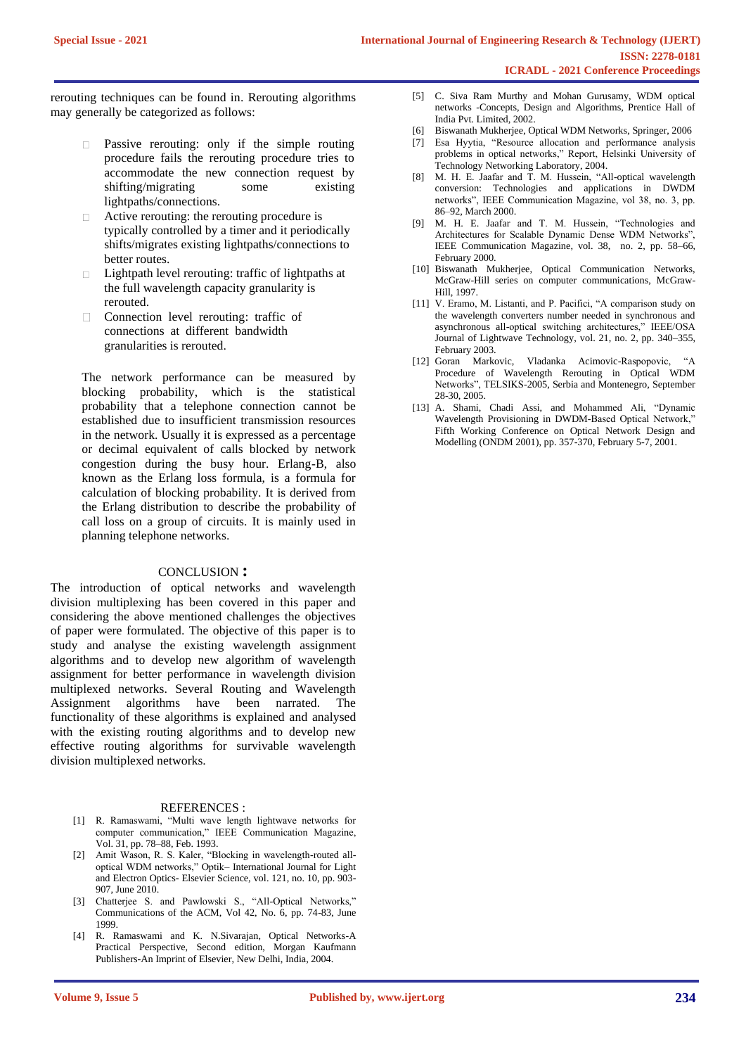rerouting techniques can be found in. Rerouting algorithms may generally be categorized as follows:

- Passive rerouting: only if the simple routing procedure fails the rerouting procedure tries to accommodate the new connection request by shifting/migrating some existing lightpaths/connections.
- Active rerouting: the rerouting procedure is typically controlled by a timer and it periodically shifts/migrates existing lightpaths/connections to better routes.
- Lightpath level rerouting: traffic of lightpaths at the full wavelength capacity granularity is rerouted.
- Connection level rerouting: traffic of connections at different bandwidth granularities is rerouted.

The network performance can be measured by blocking probability, which is the statistical probability that a telephone connection cannot be established due to insufficient transmission resources in the network. Usually it is expressed as a percentage or decimal equivalent of calls blocked by network congestion during the busy hour. Erlang-B, also known as the Erlang loss formula, is a formula for calculation of blocking probability. It is derived from the Erlang distribution to describe the probability of call loss on a group of circuits. It is mainly used in planning telephone networks.

## CONCLUSION :

The introduction of optical networks and wavelength division multiplexing has been covered in this paper and considering the above mentioned challenges the objectives of paper were formulated. The objective of this paper is to study and analyse the existing wavelength assignment algorithms and to develop new algorithm of wavelength assignment for better performance in wavelength division multiplexed networks. Several Routing and Wavelength Assignment algorithms have been narrated. The functionality of these algorithms is explained and analysed with the existing routing algorithms and to develop new effective routing algorithms for survivable wavelength division multiplexed networks.

## REFERENCES :

[1] R. Ramaswami, "Multi wave length lightwave networks for computer communication," IEEE Communication Magazine, Vol. 31, pp. 78–88, Feb. 1993.

[2] Amit Wason, R. S. Kaler, "Blocking in wavelength-routed all-optical WDM networks," Optik– International Journal for Light and Electron Optics- Elsevier Science, vol. 121, no. 10, pp. 903-907, June 2010.

[3] Chatterjee S. and Pawlowski S., "All-Optical Networks," Communications of the ACM, Vol 42, No. 6, pp. 74-83, June 1999.

[4] R. Ramaswami and K. N.Sivarajan, Optical Networks-A Practical Perspective, Second edition, Morgan Kaufmann Publishers-An Imprint of Elsevier, New Delhi, India, 2004.

[5] C. Siva Ram Murthy and Mohan Gurusamy, WDM optical networks -Concepts, Design and Algorithms, Prentice Hall of India Pvt. Limited, 2002.

[6] Biswanath Mukherjee, Optical WDM Networks, Springer, 2006

[7] Esa Hyytia, "Resource allocation and performance analysis problems in optical networks," Report, Helsinki University of Technology Networking Laboratory, 2004.

[8] M. H. E. Jaafar and T. M. Hussein, "All-optical wavelength conversion: Technologies and applications in DWDM networks", IEEE Communication Magazine, vol 38, no. 3, pp. 86–92, March 2000.

[9] M. H. E. Jaafar and T. M. Hussein, "Technologies and Architectures for Scalable Dynamic Dense WDM Networks", IEEE Communication Magazine, vol. 38, no. 2, pp. 58–66, February 2000.

[10] Biswanath Mukherjee, Optical Communication Networks, McGraw-Hill series on computer communications, McGraw-Hill, 1997.

[11] V. Eramo, M. Listanti, and P. Pacifici, "A comparison study on the wavelength converters number needed in synchronous and asynchronous all-optical switching architectures," IEEE/OSA Journal of Lightwave Technology, vol. 21, no. 2, pp. 340–355, February 2003.

[12] Goran Markovic, Vladanka Acimovic-Raspopovic, "A Procedure of Wavelength Rerouting in Optical WDM Networks", TELSIKS-2005, Serbia and Montenegro, September 28-30, 2005.

[13] A. Shami, Chadi Assi, and Mohammed Ali, "Dynamic Wavelength Provisioning in DWDM-Based Optical Network," Fifth Working Conference on Optical Network Design and Modelling (ONDM 2001), pp. 357-370, February 5-7, 2001.